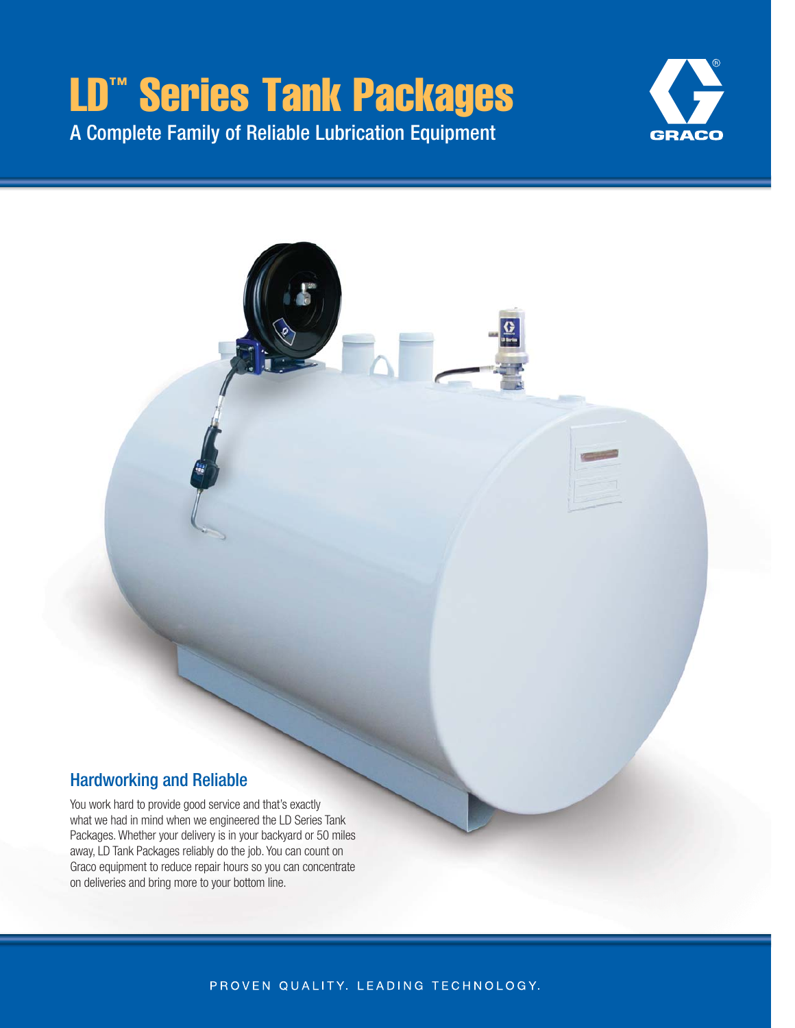# LD™ Series Tank Packages

A Complete Family of Reliable Lubrication Equipment

GRACO

## Hardworking and Reliable

You work hard to provide good service and that's exactly what we had in mind when we engineered the LD Series Tank Packages. Whether your delivery is in your backyard or 50 miles away, LD Tank Packages reliably do the job. You can count on Graco equipment to reduce repair hours so you can concentrate on deliveries and bring more to your bottom line.

PROVEN QUALITY. LEADING TECHNOLOGY.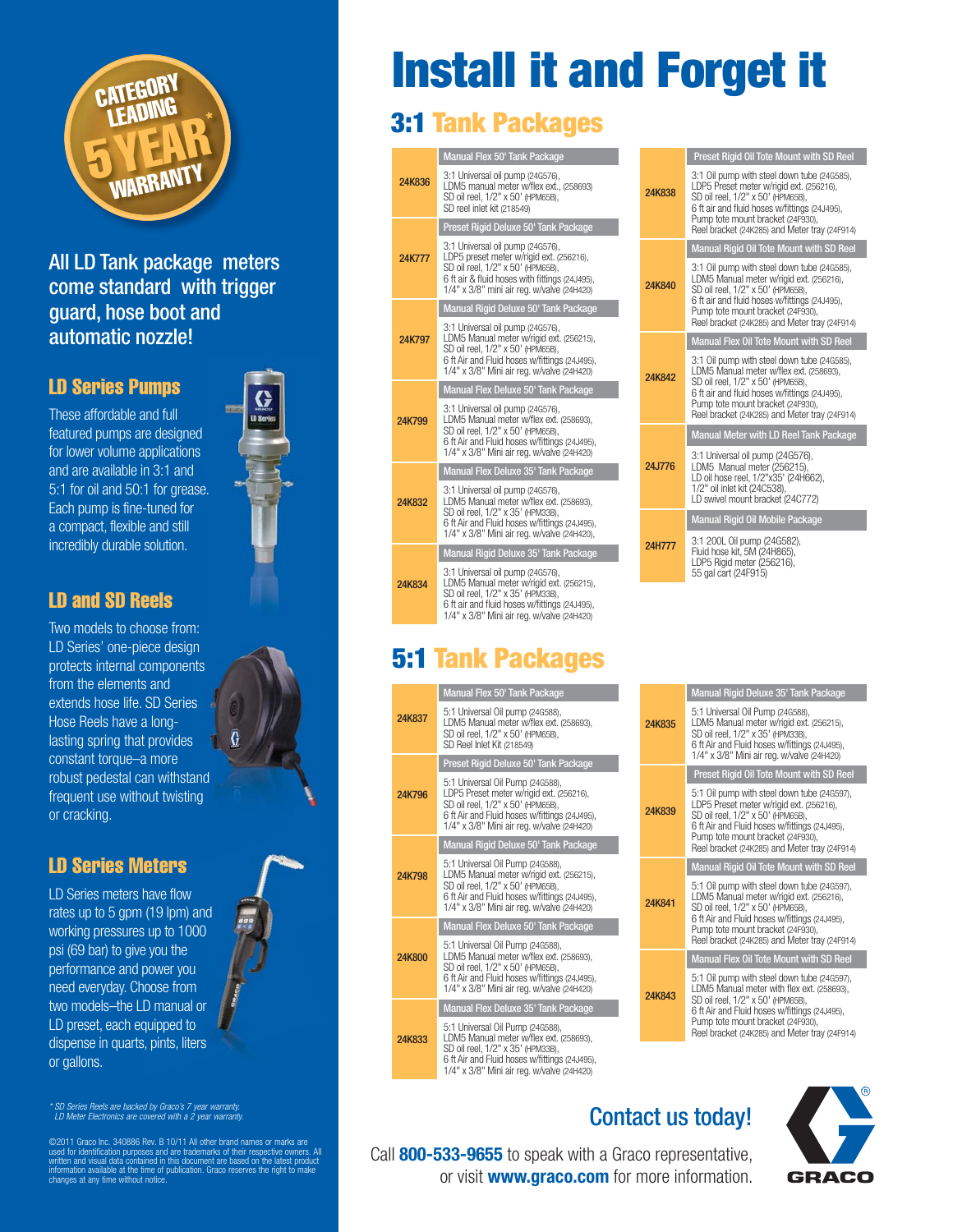CATEGORY LEADING 5 YEAR* WARRANTY

All LD Tank package meters come standard with trigger guard, hose boot and automatic nozzle!

## LD Series Pumps

These affordable and full featured pumps are designed for lower volume applications and are available in 3:1 and 5:1 for oil and 50:1 for grease. Each pump is fine-tuned for a compact, flexible and still incredibly durable solution.

## LD and SD Reels

Two models to choose from: LD Series' one-piece design protects internal components from the elements and extends hose life. SD Series Hose Reels have a long-lasting spring that provides constant torque–a more robust pedestal can withstand frequent use without twisting or cracking.

## LD Series Meters

LD Series meters have flow rates up to 5 gpm (19 lpm) and working pressures up to 1000 psi (69 bar) to give you the performance and power you need everyday. Choose from two models–the LD manual or LD preset, each equipped to dispense in quarts, pints, liters or gallons.

*SD Series Reels are backed by Graco's 7 year warranty. LD Meter Electronics are covered with a 2 year warranty.*

©2011 Graco Inc. 340886 Rev. B 10/11 All other brand names or marks are used for identification purposes and are trademarks of their respective owners. All written and visual data contained in this document are based on the latest product information available at the time of publication. Graco reserves the right to make changes at any time without notice.

# Install it and Forget it

## 3:1 Tank Packages

| Part No. | Package | Contents |
|---|---|---|
| 24K836 | Manual Flex 50' Tank Package | 3:1 Universal oil pump (24G576), LDM5 manual meter w/flex ext., (258693) SD oil reel, 1/2" x 50' (HPM65B), SD reel inlet kit (218549) |
| 24K777 | Preset Rigid Deluxe 50' Tank Package | 3:1 Universal oil pump (24G576), LDP5 preset meter w/rigid ext. (256216), SD oil reel, 1/2" x 50' (HPM65B), 6 ft air & fluid hoses with fittings (24J495), 1/4" x 3/8" mini air reg. w/valve (24H420) |
| 24K797 | Manual Rigid Deluxe 50' Tank Package | 3:1 Universal oil pump (24G576), LDM5 Manual meter w/rigid ext. (256215), SD oil reel, 1/2" x 50' (HPM65B), 6 ft Air and Fluid hoses w/fittings (24J495), 1/4" x 3/8" Mini air reg. w/valve (24H420) |
| 24K799 | Manual Flex Deluxe 50' Tank Package | 3:1 Universal oil pump (24G576), LDM5 Manual meter w/flex ext. (258693), SD oil reel, 1/2" x 50' (HPM65B), 6 ft Air and Fluid hoses w/fittings (24J495), 1/4" x 3/8" Mini air reg. w/valve (24H420) |
| 24K832 | Manual Flex Deluxe 35' Tank Package | 3:1 Universal oil pump (24G576), LDM5 Manual meter w/flex ext. (258693), SD oil reel, 1/2" x 35' (HPM33B), 6 ft Air and Fluid hoses w/fittings (24J495), 1/4" x 3/8" Mini air reg. w/valve (24H420), |
| 24K834 | Manual Rigid Deluxe 35' Tank Package | 3:1 Universal oil pump (24G576), LDM5 Manual meter w/rigid ext. (256215), SD oil reel, 1/2" x 35' (HPM33B), 6 ft air and fluid hoses w/fittings (24J495), 1/4" x 3/8" Mini air reg. w/valve (24H420) |
| 24K838 | Preset Rigid Oil Tote Mount with SD Reel | 3:1 Oil pump with steel down tube (24G585), LDP5 Preset meter w/rigid ext. (256216), SD oil reel, 1/2" x 50' (HPM65B), 6 ft air and fluid hoses w/fittings (24J495), Pump tote mount bracket (24F930), Reel bracket (24K285) and Meter tray (24F914) |
| 24K840 | Manual Rigid Oil Tote Mount with SD Reel | 3:1 Oil pump with steel down tube (24G585), LDM5 Manual meter w/rigid ext. (256216), SD oil reel, 1/2" x 50' (HPM65B), 6 ft air and fluid hoses w/fittings (24J495), Pump tote mount bracket (24F930), Reel bracket (24K285) and Meter tray (24F914) |
| 24K842 | Manual Flex Oil Tote Mount with SD Reel | 3:1 Oil pump with steel down tube (24G585), LDM5 Manual meter w/flex ext. (258693), SD oil reel, 1/2" x 50' (HPM65B), 6 ft air and fluid hoses w/fittings (24J495), Pump tote mount bracket (24F930), Reel bracket (24K285) and Meter tray (24F914) |
| 24J776 | Manual Meter with LD Reel Tank Package | 3:1 Universal oil pump (24G576), LDM5 Manual meter (256215), LD oil hose reel, 1/2"x35' (24H662), 1/2" oil inlet kit (24C538), LD swivel mount bracket (24C772) |
| 24H777 | Manual Rigid Oil Mobile Package | 3:1 200L Oil pump (24G582), Fluid hose kit, 5M (24H865), LDP5 Rigid meter (256216), 55 gal cart (24F915) |

## 5:1 Tank Packages

| Part No. | Package | Contents |
|---|---|---|
| 24K837 | Manual Flex 50' Tank Package | 5:1 Universal Oil pump (24G588), LDM5 Manual meter w/flex ext. (258693), SD oil reel, 1/2" x 50' (HPM65B), SD Reel Inlet Kit (218549) |
| 24K796 | Preset Rigid Deluxe 50' Tank Package | 5:1 Universal Oil Pump (24G588), LDP5 Preset meter w/rigid ext. (256216), SD oil reel, 1/2" x 50' (HPM65B), 6 ft Air and Fluid hoses w/fittings (24J495), 1/4" x 3/8" Mini air reg. w/valve (24H420) |
| 24K798 | Manual Rigid Deluxe 50' Tank Package | 5:1 Universal Oil Pump (24G588), LDM5 Manual meter w/rigid ext. (256215), SD oil reel, 1/2" x 50' (HPM65B), 6 ft Air and Fluid hoses w/fittings (24J495), 1/4" x 3/8" Mini air reg. w/valve (24H420) |
| 24K800 | Manual Flex Deluxe 50' Tank Package | 5:1 Universal Oil Pump (24G588), LDM5 Manual meter w/flex ext. (258693), SD oil reel, 1/2" x 50' (HPM65B), 6 ft Air and Fluid hoses w/fittings (24J495), 1/4" x 3/8" Mini air reg. w/valve (24H420) |
| 24K833 | Manual Flex Deluxe 35' Tank Package | 5:1 Universal Oil Pump (24G588), LDM5 Manual meter w/flex ext. (258693), SD oil reel, 1/2" x 35' (HPM33B), 6 ft Air and Fluid hoses w/fittings (24J495), 1/4" x 3/8" Mini air reg. w/valve (24H420) |
| 24K835 | Manual Rigid Deluxe 35' Tank Package | 5:1 Universal Oil Pump (24G588), LDM5 Manual meter w/rigid ext. 256215), SD oil reel, 1/2" x 35' (HPM33B), 6 ft Air and Fluid hoses w/fittings (24J495), 1/4" x 3/8" Mini air reg. w/valve (24H420) |
| 24K839 | Preset Rigid Oil Tote Mount with SD Reel | 5:1 Oil pump with steel down tube (24G597), LDP5 Preset meter w/rigid ext. (256216), SD oil reel, 1/2" x 50' (HPM65B), 6 ft Air and Fluid hoses w/fittings (24J495), Pump tote mount bracket (24F930), Reel bracket (24K285) and Meter tray (24F914) |
| 24K841 | Manual Rigid Oil Tote Mount with SD Reel | 5:1 Oil pump with steel down tube (24G597), LDM5 Manual meter w/rigid ext. (256216), SD oil reel, 1/2" x 50' (HPM65B), 6 ft Air and Fluid hoses w/fittings (24J495), Pump tote mount bracket (24F930), Reel bracket (24K285) and Meter tray (24F914) |
| 24K843 | Manual Flex Oil Tote Mount with SD Reel | 5:1 Oil pump with steel down tube (24G597), LDM5 Manual meter with flex ext. (258693), SD oil reel, 1/2" x 50' (HPM65B), 6 ft Air and Fluid hoses w/fittings (24J495), Pump tote mount bracket (24F930), Reel bracket (24K285) and Meter tray (24F914) |

## Contact us today!

Call **800-533-9655** to speak with a Graco representative, or visit **www.graco.com** for more information.

GRACO